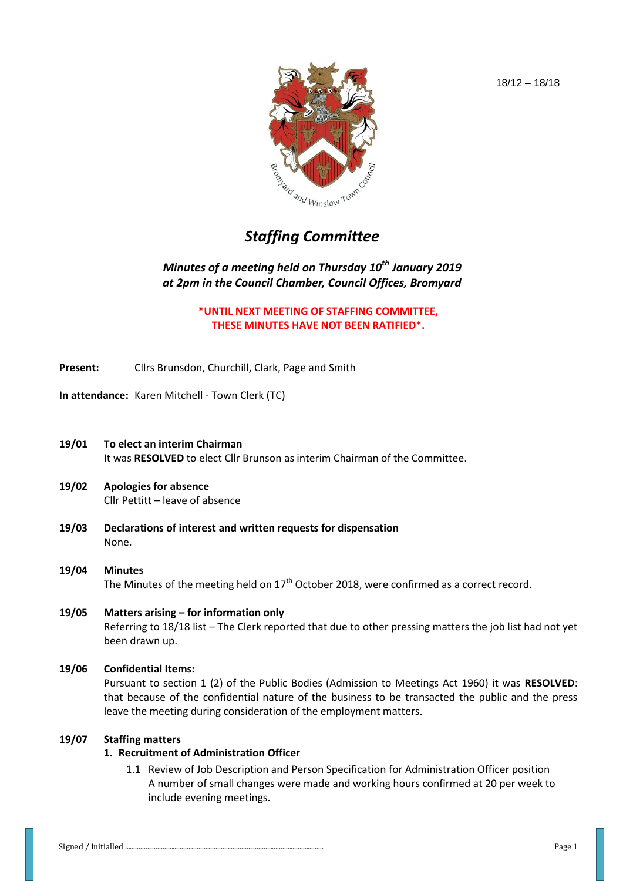18/12 – 18/18

# *Staffing Committee*

***Minutes of a meeting held on Thursday 10th January 2019 at 2pm in the Council Chamber, Council Offices, Bromyard***

**\*UNTIL NEXT MEETING OF STAFFING COMMITTEE, THESE MINUTES HAVE NOT BEEN RATIFIED\*.**

**Present:** Cllrs Brunsdon, Churchill, Clark, Page and Smith

**In attendance:** Karen Mitchell - Town Clerk (TC)

**19/01 To elect an interim Chairman**
It was **RESOLVED** to elect Cllr Brunson as interim Chairman of the Committee.

**19/02 Apologies for absence**
Cllr Pettitt – leave of absence

**19/03 Declarations of interest and written requests for dispensation**
None.

**19/04 Minutes**
The Minutes of the meeting held on 17th October 2018, were confirmed as a correct record.

**19/05 Matters arising – for information only**
Referring to 18/18 list – The Clerk reported that due to other pressing matters the job list had not yet been drawn up.

**19/06 Confidential Items:**
Pursuant to section 1 (2) of the Public Bodies (Admission to Meetings Act 1960) it was **RESOLVED**: that because of the confidential nature of the business to be transacted the public and the press leave the meeting during consideration of the employment matters.

**19/07 Staffing matters**

1. **Recruitment of Administration Officer**
   1.1 Review of Job Description and Person Specification for Administration Officer position
   A number of small changes were made and working hours confirmed at 20 per week to include evening meetings.

Signed / Initialled ..........................................................................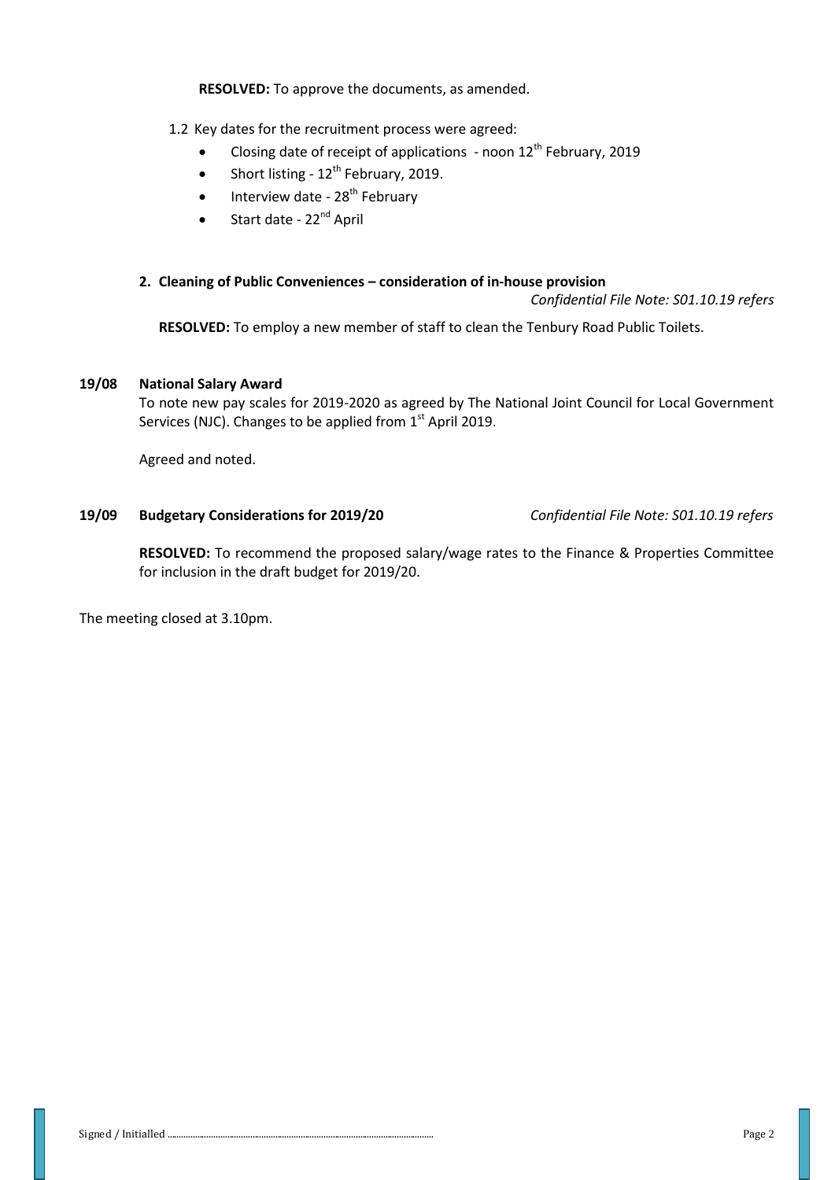**RESOLVED:** To approve the documents, as amended.

1.2 Key dates for the recruitment process were agreed:

- Closing date of receipt of applications - noon 12th February, 2019
- Short listing - 12th February, 2019.
- Interview date - 28th February
- Start date - 22nd April

**2. Cleaning of Public Conveniences – consideration of in-house provision**

*Confidential File Note: S01.10.19 refers*

**RESOLVED:** To employ a new member of staff to clean the Tenbury Road Public Toilets.

**19/08 National Salary Award**

To note new pay scales for 2019-2020 as agreed by The National Joint Council for Local Government Services (NJC). Changes to be applied from 1st April 2019.

Agreed and noted.

**19/09 Budgetary Considerations for 2019/20** *Confidential File Note: S01.10.19 refers*

**RESOLVED:** To recommend the proposed salary/wage rates to the Finance & Properties Committee for inclusion in the draft budget for 2019/20.

The meeting closed at 3.10pm.

Signed / Initialled ..............................................................................................................